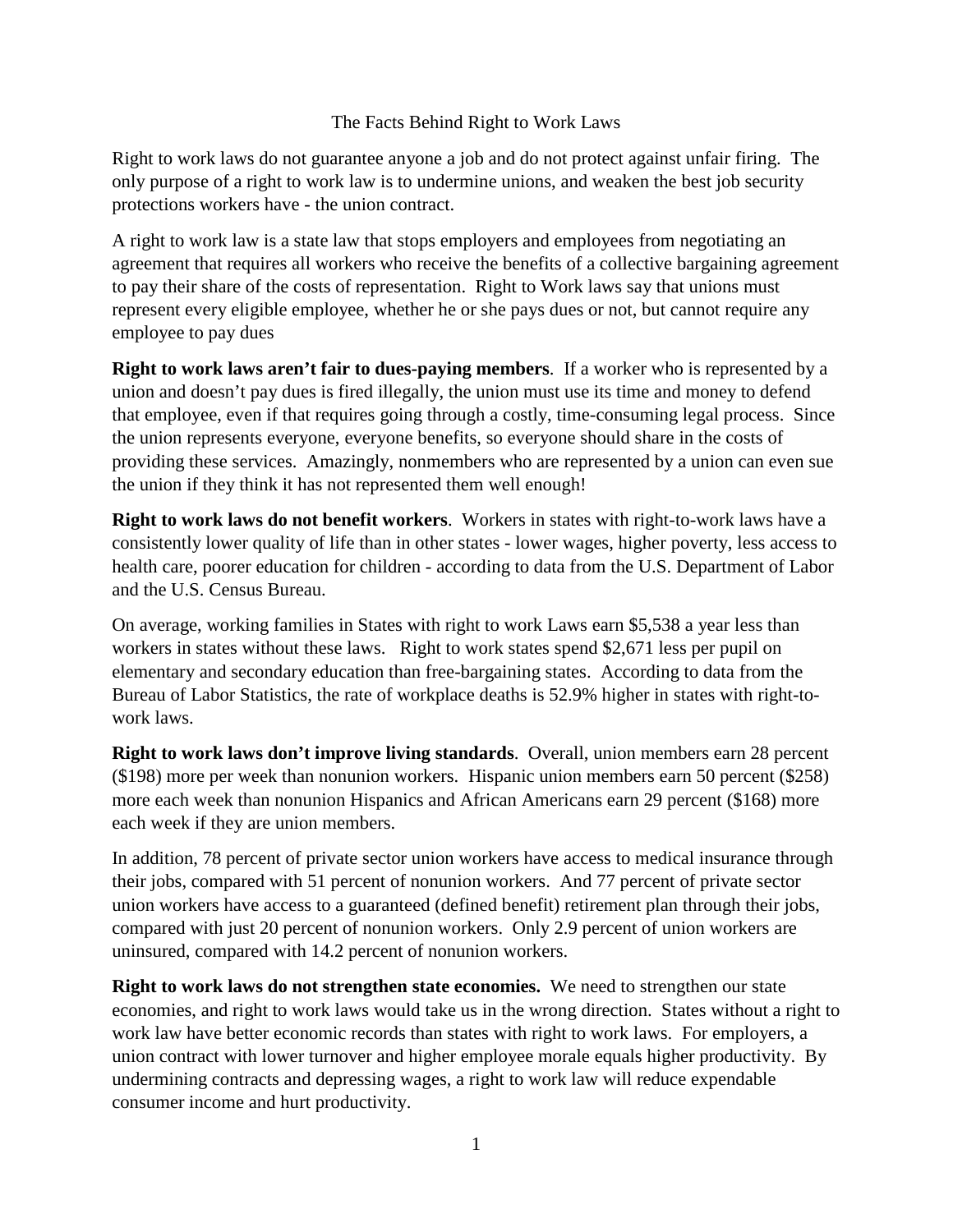# The Facts Behind Right to Work Laws

Right to work laws do not guarantee anyone a job and do not protect against unfair firing. The only purpose of a right to work law is to undermine unions, and weaken the best job security protections workers have - the union contract.

A right to work law is a state law that stops employers and employees from negotiating an agreement that requires all workers who receive the benefits of a collective bargaining agreement to pay their share of the costs of representation. Right to Work laws say that unions must represent every eligible employee, whether he or she pays dues or not, but cannot require any employee to pay dues

**Right to work laws aren't fair to dues-paying members**. If a worker who is represented by a union and doesn't pay dues is fired illegally, the union must use its time and money to defend that employee, even if that requires going through a costly, time-consuming legal process. Since the union represents everyone, everyone benefits, so everyone should share in the costs of providing these services. Amazingly, nonmembers who are represented by a union can even sue the union if they think it has not represented them well enough!

**Right to work laws do not benefit workers**. Workers in states with right-to-work laws have a consistently lower quality of life than in other states - lower wages, higher poverty, less access to health care, poorer education for children - according to data from the U.S. Department of Labor and the U.S. Census Bureau.

On average, working families in States with right to work Laws earn $5,538 a year less than workers in states without these laws. Right to work states spend $2,671 less per pupil on elementary and secondary education than free-bargaining states. According to data from the Bureau of Labor Statistics, the rate of workplace deaths is 52.9% higher in states with right-to-work laws.

**Right to work laws don't improve living standards**. Overall, union members earn 28 percent ($198) more per week than nonunion workers. Hispanic union members earn 50 percent ($258) more each week than nonunion Hispanics and African Americans earn 29 percent ($168) more each week if they are union members.

In addition, 78 percent of private sector union workers have access to medical insurance through their jobs, compared with 51 percent of nonunion workers. And 77 percent of private sector union workers have access to a guaranteed (defined benefit) retirement plan through their jobs, compared with just 20 percent of nonunion workers. Only 2.9 percent of union workers are uninsured, compared with 14.2 percent of nonunion workers.

**Right to work laws do not strengthen state economies.** We need to strengthen our state economies, and right to work laws would take us in the wrong direction. States without a right to work law have better economic records than states with right to work laws. For employers, a union contract with lower turnover and higher employee morale equals higher productivity. By undermining contracts and depressing wages, a right to work law will reduce expendable consumer income and hurt productivity.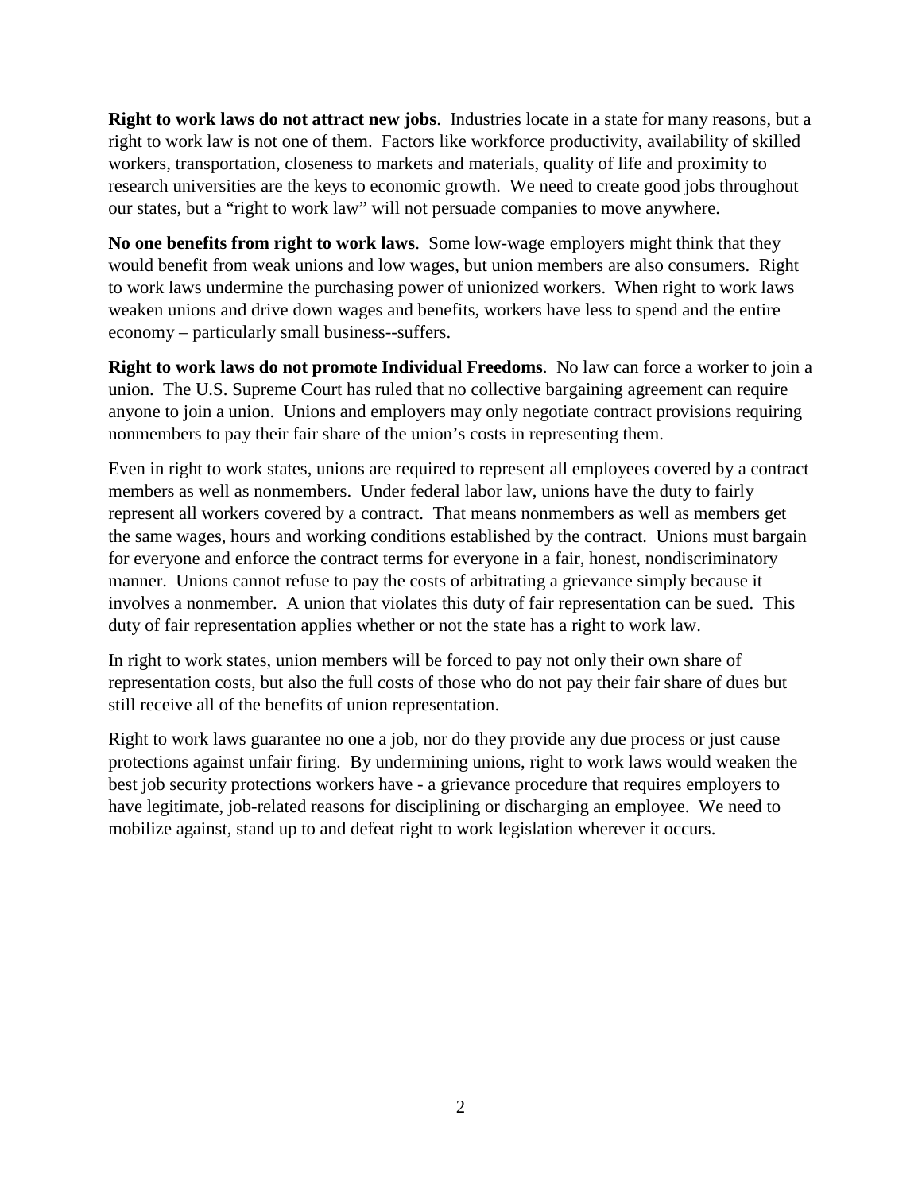**Right to work laws do not attract new jobs**. Industries locate in a state for many reasons, but a right to work law is not one of them. Factors like workforce productivity, availability of skilled workers, transportation, closeness to markets and materials, quality of life and proximity to research universities are the keys to economic growth. We need to create good jobs throughout our states, but a "right to work law" will not persuade companies to move anywhere.

**No one benefits from right to work laws**. Some low-wage employers might think that they would benefit from weak unions and low wages, but union members are also consumers. Right to work laws undermine the purchasing power of unionized workers. When right to work laws weaken unions and drive down wages and benefits, workers have less to spend and the entire economy – particularly small business--suffers.

**Right to work laws do not promote Individual Freedoms**. No law can force a worker to join a union. The U.S. Supreme Court has ruled that no collective bargaining agreement can require anyone to join a union. Unions and employers may only negotiate contract provisions requiring nonmembers to pay their fair share of the union's costs in representing them.

Even in right to work states, unions are required to represent all employees covered by a contract members as well as nonmembers. Under federal labor law, unions have the duty to fairly represent all workers covered by a contract. That means nonmembers as well as members get the same wages, hours and working conditions established by the contract. Unions must bargain for everyone and enforce the contract terms for everyone in a fair, honest, nondiscriminatory manner. Unions cannot refuse to pay the costs of arbitrating a grievance simply because it involves a nonmember. A union that violates this duty of fair representation can be sued. This duty of fair representation applies whether or not the state has a right to work law.

In right to work states, union members will be forced to pay not only their own share of representation costs, but also the full costs of those who do not pay their fair share of dues but still receive all of the benefits of union representation.

Right to work laws guarantee no one a job, nor do they provide any due process or just cause protections against unfair firing. By undermining unions, right to work laws would weaken the best job security protections workers have - a grievance procedure that requires employers to have legitimate, job-related reasons for disciplining or discharging an employee. We need to mobilize against, stand up to and defeat right to work legislation wherever it occurs.